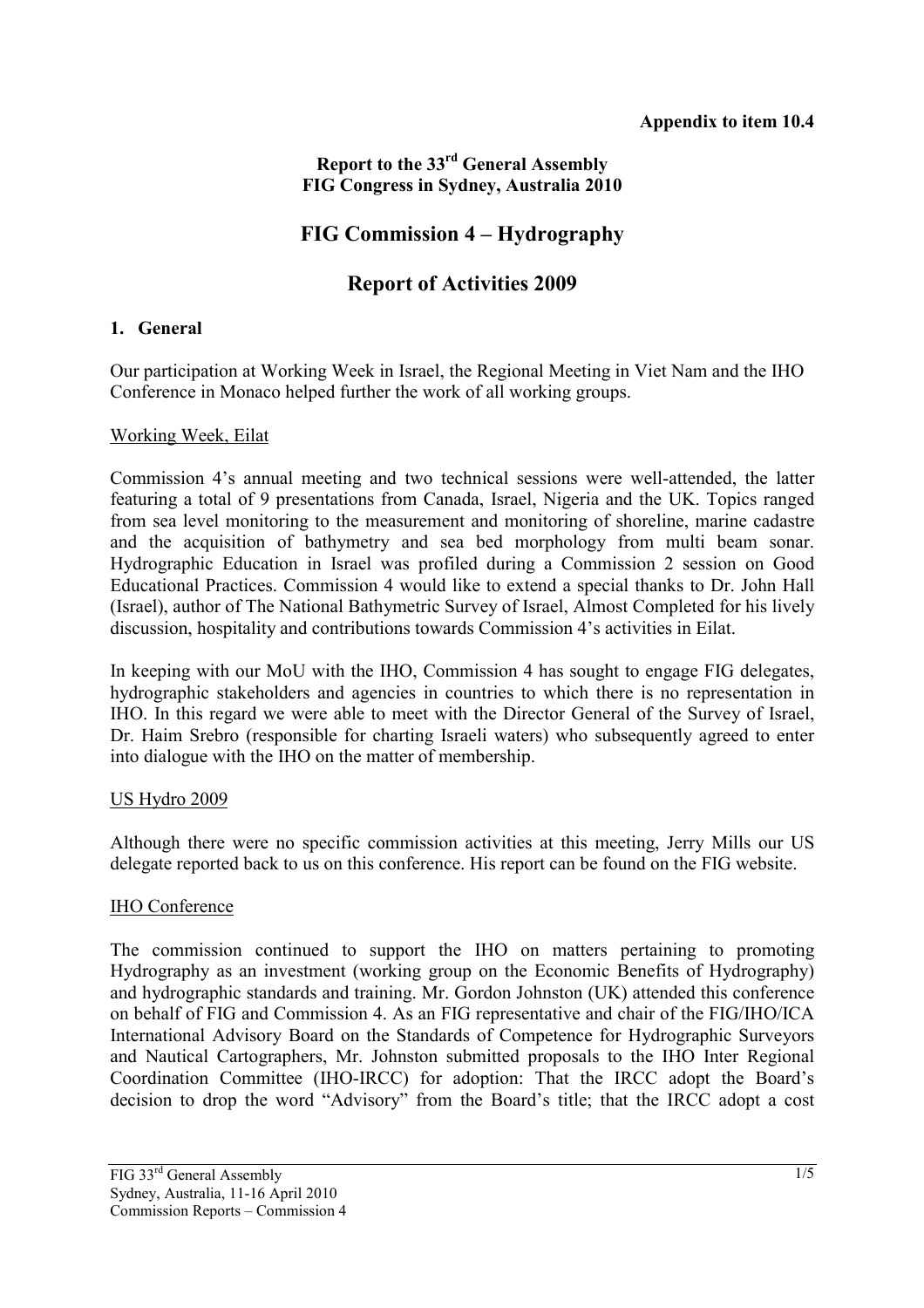**Appendix to item 10.4**

**Report to the 33rd General Assembly**
**FIG Congress in Sydney, Australia 2010**

# FIG Commission 4 – Hydrography

# Report of Activities 2009

## 1. General

Our participation at Working Week in Israel, the Regional Meeting in Viet Nam and the IHO Conference in Monaco helped further the work of all working groups.

Working Week, Eilat

Commission 4's annual meeting and two technical sessions were well-attended, the latter featuring a total of 9 presentations from Canada, Israel, Nigeria and the UK. Topics ranged from sea level monitoring to the measurement and monitoring of shoreline, marine cadastre and the acquisition of bathymetry and sea bed morphology from multi beam sonar. Hydrographic Education in Israel was profiled during a Commission 2 session on Good Educational Practices. Commission 4 would like to extend a special thanks to Dr. John Hall (Israel), author of The National Bathymetric Survey of Israel, Almost Completed for his lively discussion, hospitality and contributions towards Commission 4's activities in Eilat.

In keeping with our MoU with the IHO, Commission 4 has sought to engage FIG delegates, hydrographic stakeholders and agencies in countries to which there is no representation in IHO. In this regard we were able to meet with the Director General of the Survey of Israel, Dr. Haim Srebro (responsible for charting Israeli waters) who subsequently agreed to enter into dialogue with the IHO on the matter of membership.

US Hydro 2009

Although there were no specific commission activities at this meeting, Jerry Mills our US delegate reported back to us on this conference. His report can be found on the FIG website.

IHO Conference

The commission continued to support the IHO on matters pertaining to promoting Hydrography as an investment (working group on the Economic Benefits of Hydrography) and hydrographic standards and training. Mr. Gordon Johnston (UK) attended this conference on behalf of FIG and Commission 4. As an FIG representative and chair of the FIG/IHO/ICA International Advisory Board on the Standards of Competence for Hydrographic Surveyors and Nautical Cartographers, Mr. Johnston submitted proposals to the IHO Inter Regional Coordination Committee (IHO-IRCC) for adoption: That the IRCC adopt the Board's decision to drop the word "Advisory" from the Board's title; that the IRCC adopt a cost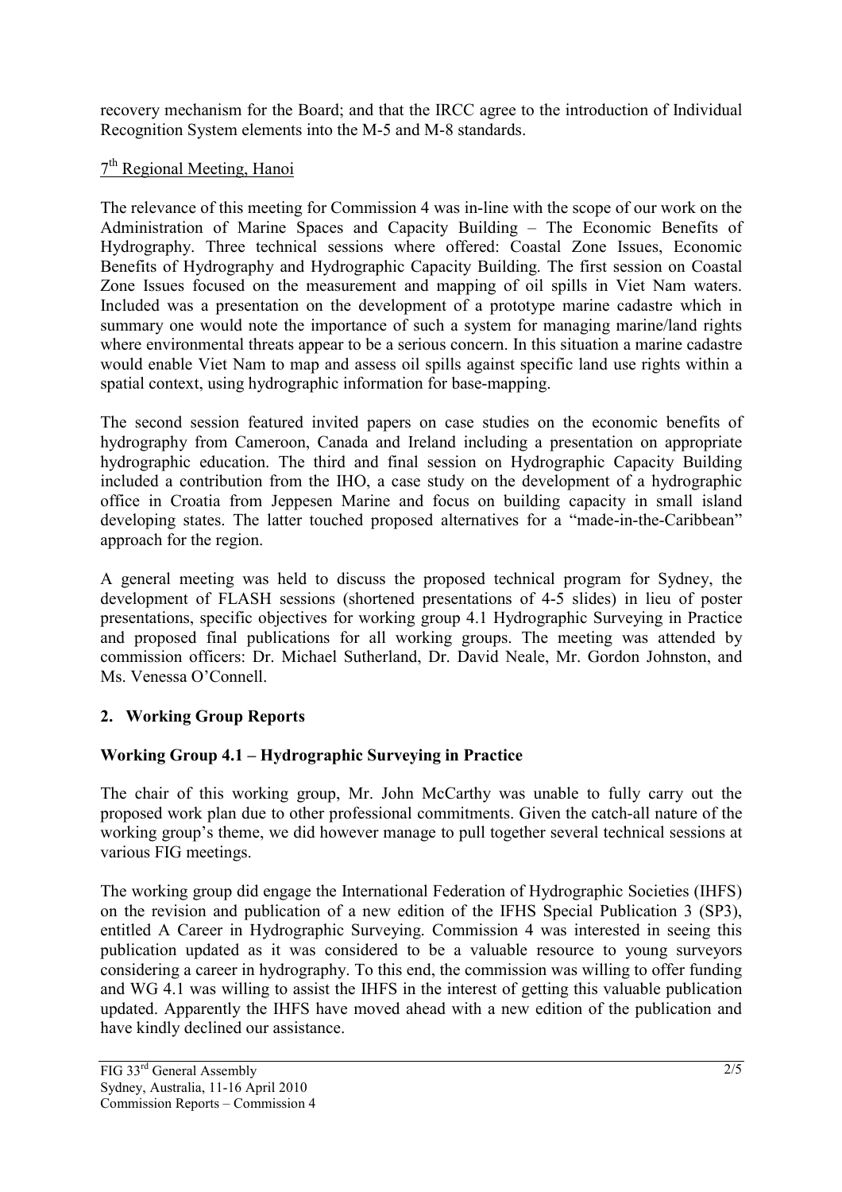recovery mechanism for the Board; and that the IRCC agree to the introduction of Individual Recognition System elements into the M-5 and M-8 standards.

7th Regional Meeting, Hanoi

The relevance of this meeting for Commission 4 was in-line with the scope of our work on the Administration of Marine Spaces and Capacity Building – The Economic Benefits of Hydrography. Three technical sessions where offered: Coastal Zone Issues, Economic Benefits of Hydrography and Hydrographic Capacity Building. The first session on Coastal Zone Issues focused on the measurement and mapping of oil spills in Viet Nam waters. Included was a presentation on the development of a prototype marine cadastre which in summary one would note the importance of such a system for managing marine/land rights where environmental threats appear to be a serious concern. In this situation a marine cadastre would enable Viet Nam to map and assess oil spills against specific land use rights within a spatial context, using hydrographic information for base-mapping.

The second session featured invited papers on case studies on the economic benefits of hydrography from Cameroon, Canada and Ireland including a presentation on appropriate hydrographic education. The third and final session on Hydrographic Capacity Building included a contribution from the IHO, a case study on the development of a hydrographic office in Croatia from Jeppesen Marine and focus on building capacity in small island developing states. The latter touched proposed alternatives for a "made-in-the-Caribbean" approach for the region.

A general meeting was held to discuss the proposed technical program for Sydney, the development of FLASH sessions (shortened presentations of 4-5 slides) in lieu of poster presentations, specific objectives for working group 4.1 Hydrographic Surveying in Practice and proposed final publications for all working groups. The meeting was attended by commission officers: Dr. Michael Sutherland, Dr. David Neale, Mr. Gordon Johnston, and Ms. Venessa O'Connell.

## 2. Working Group Reports

### Working Group 4.1 – Hydrographic Surveying in Practice

The chair of this working group, Mr. John McCarthy was unable to fully carry out the proposed work plan due to other professional commitments. Given the catch-all nature of the working group's theme, we did however manage to pull together several technical sessions at various FIG meetings.

The working group did engage the International Federation of Hydrographic Societies (IHFS) on the revision and publication of a new edition of the IFHS Special Publication 3 (SP3), entitled A Career in Hydrographic Surveying. Commission 4 was interested in seeing this publication updated as it was considered to be a valuable resource to young surveyors considering a career in hydrography. To this end, the commission was willing to offer funding and WG 4.1 was willing to assist the IHFS in the interest of getting this valuable publication updated. Apparently the IHFS have moved ahead with a new edition of the publication and have kindly declined our assistance.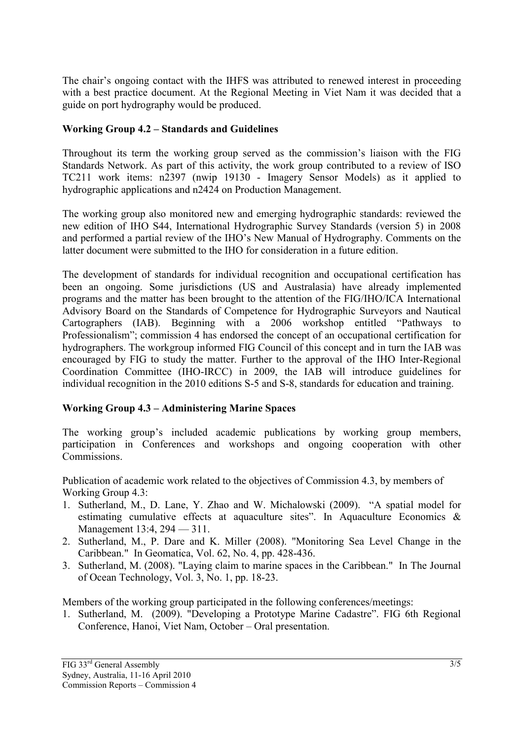The chair's ongoing contact with the IHFS was attributed to renewed interest in proceeding with a best practice document. At the Regional Meeting in Viet Nam it was decided that a guide on port hydrography would be produced.

**Working Group 4.2 – Standards and Guidelines**

Throughout its term the working group served as the commission's liaison with the FIG Standards Network. As part of this activity, the work group contributed to a review of ISO TC211 work items: n2397 (nwip 19130 - Imagery Sensor Models) as it applied to hydrographic applications and n2424 on Production Management.

The working group also monitored new and emerging hydrographic standards: reviewed the new edition of IHO S44, International Hydrographic Survey Standards (version 5) in 2008 and performed a partial review of the IHO's New Manual of Hydrography. Comments on the latter document were submitted to the IHO for consideration in a future edition.

The development of standards for individual recognition and occupational certification has been an ongoing. Some jurisdictions (US and Australasia) have already implemented programs and the matter has been brought to the attention of the FIG/IHO/ICA International Advisory Board on the Standards of Competence for Hydrographic Surveyors and Nautical Cartographers (IAB). Beginning with a 2006 workshop entitled "Pathways to Professionalism"; commission 4 has endorsed the concept of an occupational certification for hydrographers. The workgroup informed FIG Council of this concept and in turn the IAB was encouraged by FIG to study the matter. Further to the approval of the IHO Inter-Regional Coordination Committee (IHO-IRCC) in 2009, the IAB will introduce guidelines for individual recognition in the 2010 editions S-5 and S-8, standards for education and training.

**Working Group 4.3 – Administering Marine Spaces**

The working group's included academic publications by working group members, participation in Conferences and workshops and ongoing cooperation with other Commissions.

Publication of academic work related to the objectives of Commission 4.3, by members of Working Group 4.3:

1. Sutherland, M., D. Lane, Y. Zhao and W. Michalowski (2009). "A spatial model for estimating cumulative effects at aquaculture sites". In Aquaculture Economics & Management 13:4, 294 — 311.
2. Sutherland, M., P. Dare and K. Miller (2008). "Monitoring Sea Level Change in the Caribbean." In Geomatica, Vol. 62, No. 4, pp. 428-436.
3. Sutherland, M. (2008). "Laying claim to marine spaces in the Caribbean." In The Journal of Ocean Technology, Vol. 3, No. 1, pp. 18-23.

Members of the working group participated in the following conferences/meetings:

1. Sutherland, M. (2009). "Developing a Prototype Marine Cadastre". FIG 6th Regional Conference, Hanoi, Viet Nam, October – Oral presentation.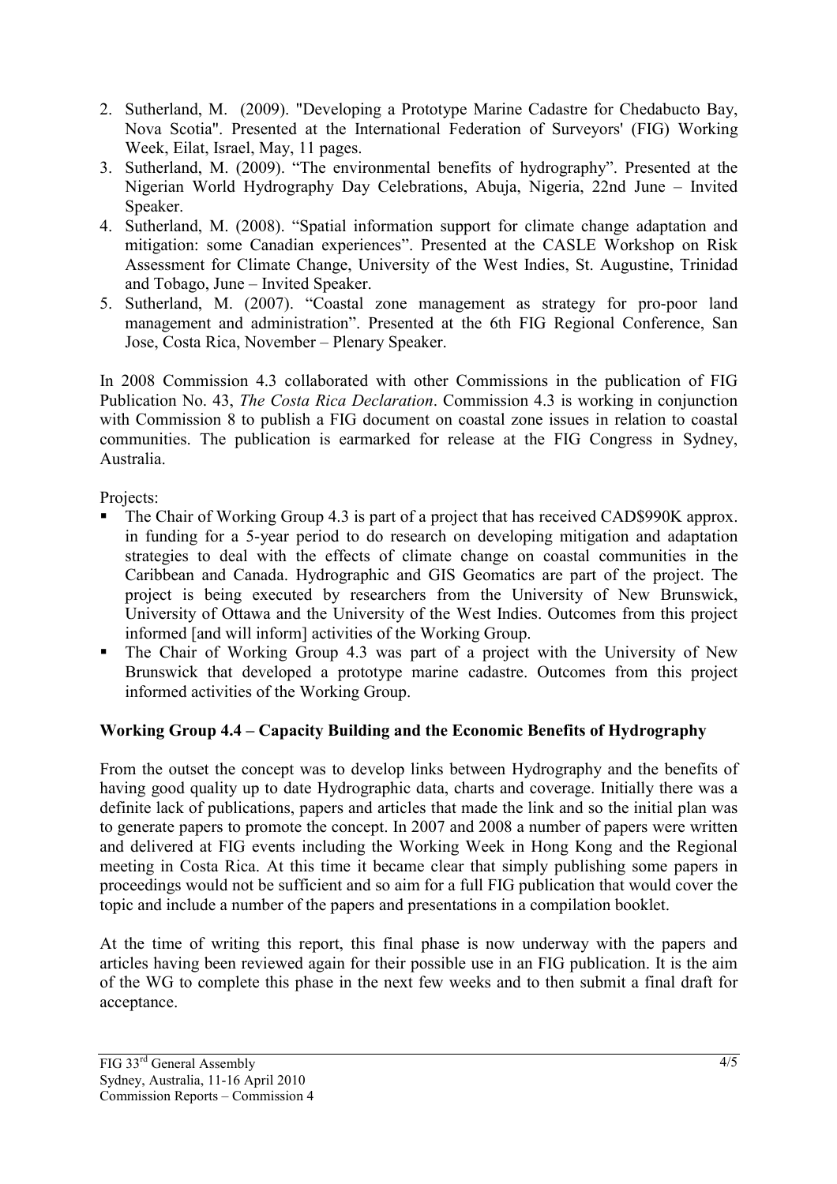2. Sutherland, M. (2009). "Developing a Prototype Marine Cadastre for Chedabucto Bay, Nova Scotia". Presented at the International Federation of Surveyors' (FIG) Working Week, Eilat, Israel, May, 11 pages.
3. Sutherland, M. (2009). "The environmental benefits of hydrography". Presented at the Nigerian World Hydrography Day Celebrations, Abuja, Nigeria, 22nd June – Invited Speaker.
4. Sutherland, M. (2008). "Spatial information support for climate change adaptation and mitigation: some Canadian experiences". Presented at the CASLE Workshop on Risk Assessment for Climate Change, University of the West Indies, St. Augustine, Trinidad and Tobago, June – Invited Speaker.
5. Sutherland, M. (2007). "Coastal zone management as strategy for pro-poor land management and administration". Presented at the 6th FIG Regional Conference, San Jose, Costa Rica, November – Plenary Speaker.

In 2008 Commission 4.3 collaborated with other Commissions in the publication of FIG Publication No. 43, *The Costa Rica Declaration*. Commission 4.3 is working in conjunction with Commission 8 to publish a FIG document on coastal zone issues in relation to coastal communities. The publication is earmarked for release at the FIG Congress in Sydney, Australia.

Projects:

- The Chair of Working Group 4.3 is part of a project that has received CAD$990K approx. in funding for a 5-year period to do research on developing mitigation and adaptation strategies to deal with the effects of climate change on coastal communities in the Caribbean and Canada. Hydrographic and GIS Geomatics are part of the project. The project is being executed by researchers from the University of New Brunswick, University of Ottawa and the University of the West Indies. Outcomes from this project informed [and will inform] activities of the Working Group.
- The Chair of Working Group 4.3 was part of a project with the University of New Brunswick that developed a prototype marine cadastre. Outcomes from this project informed activities of the Working Group.

**Working Group 4.4 – Capacity Building and the Economic Benefits of Hydrography**

From the outset the concept was to develop links between Hydrography and the benefits of having good quality up to date Hydrographic data, charts and coverage. Initially there was a definite lack of publications, papers and articles that made the link and so the initial plan was to generate papers to promote the concept. In 2007 and 2008 a number of papers were written and delivered at FIG events including the Working Week in Hong Kong and the Regional meeting in Costa Rica. At this time it became clear that simply publishing some papers in proceedings would not be sufficient and so aim for a full FIG publication that would cover the topic and include a number of the papers and presentations in a compilation booklet.

At the time of writing this report, this final phase is now underway with the papers and articles having been reviewed again for their possible use in an FIG publication. It is the aim of the WG to complete this phase in the next few weeks and to then submit a final draft for acceptance.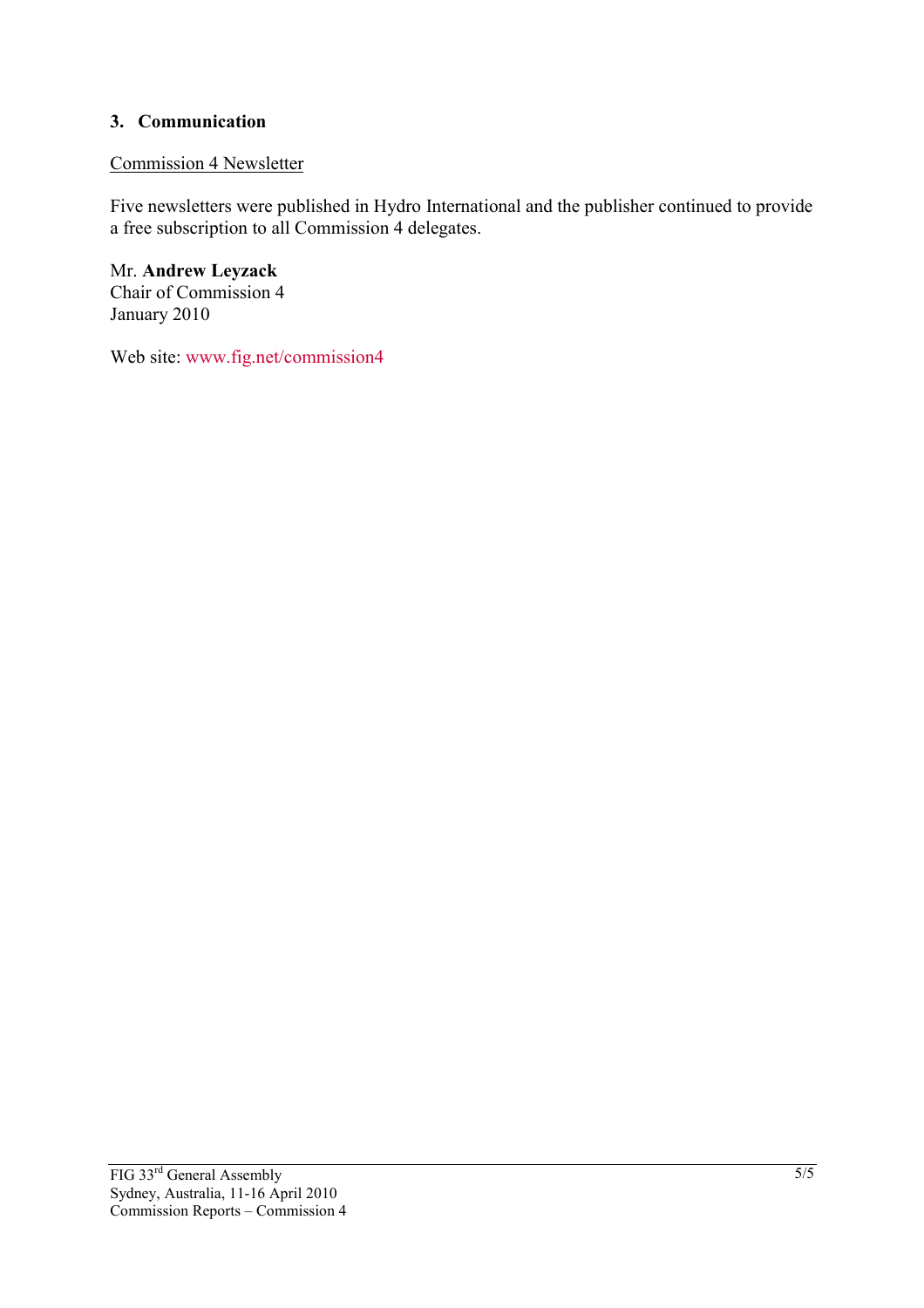## 3. Communication

Commission 4 Newsletter

Five newsletters were published in Hydro International and the publisher continued to provide a free subscription to all Commission 4 delegates.

Mr. **Andrew Leyzack**
Chair of Commission 4
January 2010

Web site: www.fig.net/commission4